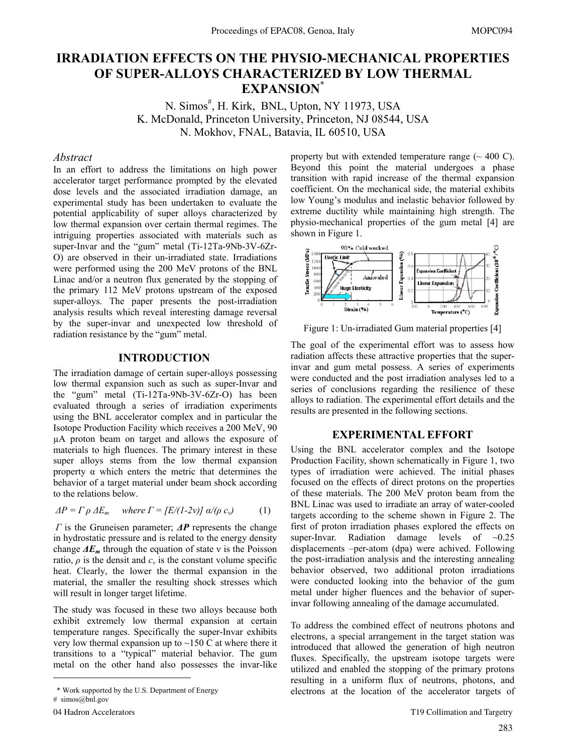# IRRADIATION EFFECTS ON THE PHYSIO-MECHANICAL PROPERTIES OF SUPER-ALLOYS CHARACTERIZED BY LOW THERMAL EXPANSION*

N. Simos#, H. Kirk, BNL, Upton, NY 11973, USA
K. McDonald, Princeton University, Princeton, NJ 08544, USA
N. Mokhov, FNAL, Batavia, IL 60510, USA

### *Abstract*

In an effort to address the limitations on high power accelerator target performance prompted by the elevated dose levels and the associated irradiation damage, an experimental study has been undertaken to evaluate the potential applicability of super alloys characterized by low thermal expansion over certain thermal regimes. The intriguing properties associated with materials such as super-Invar and the "gum" metal (Ti-12Ta-9Nb-3V-6Zr-O) are observed in their un-irradiated state. Irradiations were performed using the 200 MeV protons of the BNL Linac and/or a neutron flux generated by the stopping of the primary 112 MeV protons upstream of the exposed super-alloys. The paper presents the post-irradiation analysis results which reveal interesting damage reversal by the super-invar and unexpected low threshold of radiation resistance by the "gum" metal.

## INTRODUCTION

The irradiation damage of certain super-alloys possessing low thermal expansion such as such as super-Invar and the "gum" metal (Ti-12Ta-9Nb-3V-6Zr-O) has been evaluated through a series of irradiation experiments using the BNL accelerator complex and in particular the Isotope Production Facility which receives a 200 MeV, 90 μA proton beam on target and allows the exposure of materials to high fluences. The primary interest in these super alloys stems from the low thermal expansion property α which enters the metric that determines the behavior of a target material under beam shock according to the relations below.

$$\Delta P = \Gamma \rho \Delta E_m \quad \textit{where } \Gamma = [E/(1\text{-}2\nu)]\ \alpha/(\rho\ c_v) \qquad (1)$$

$\Gamma$ is the Gruneisen parameter; $\Delta P$ represents the change in hydrostatic pressure and is related to the energy density change $\Delta E_m$ through the equation of state ν is the Poisson ratio, ρ is the densit and $c_v$ is the constant volume specific heat. Clearly, the lower the thermal expansion in the material, the smaller the resulting shock stresses which will result in longer target lifetime.

The study was focused in these two alloys because both exhibit extremely low thermal expansion at certain temperature ranges. Specifically the super-Invar exhibits very low thermal expansion up to ~150 C at where there it transitions to a "typical" material behavior. The gum metal on the other hand also possesses the invar-like property but with extended temperature range (~ 400 C). Beyond this point the material undergoes a phase transition with rapid increase of the thermal expansion coefficient. On the mechanical side, the material exhibits low Young's modulus and inelastic behavior followed by extreme ductility while maintaining high strength. The physio-mechanical properties of the gum metal [4] are shown in Figure 1.

Figure 1: Un-irradiated Gum material properties [4]

The goal of the experimental effort was to assess how radiation affects these attractive properties that the super-invar and gum metal possess. A series of experiments were conducted and the post irradiation analyses led to a series of conclusions regarding the resilience of these alloys to radiation. The experimental effort details and the results are presented in the following sections.

## EXPERIMENTAL EFFORT

Using the BNL accelerator complex and the Isotope Production Facility, shown schematically in Figure 1, two types of irradiation were achieved. The initial phases focused on the effects of direct protons on the properties of these materials. The 200 MeV proton beam from the BNL Linac was used to irradiate an array of water-cooled targets according to the scheme shown in Figure 2. The first of proton irradiation phases explored the effects on super-Invar. Radiation damage levels of ~0.25 displacements –per-atom (dpa) were achived. Following the post-irradiation analysis and the interesting annealing behavior observed, two additional proton irradiations were conducted looking into the behavior of the gum metal under higher fluences and the behavior of super-invar following annealing of the damage accumulated.

To address the combined effect of neutrons photons and electrons, a special arrangement in the target station was introduced that allowed the generation of high neutron fluxes. Specifically, the upstream isotope targets were utilized and enabled the stopping of the primary protons resulting in a uniform flux of neutrons, photons, and electrons at the location of the accelerator targets of

---

\* Work supported by the U.S. Department of Energy
\# simos@bnl.gov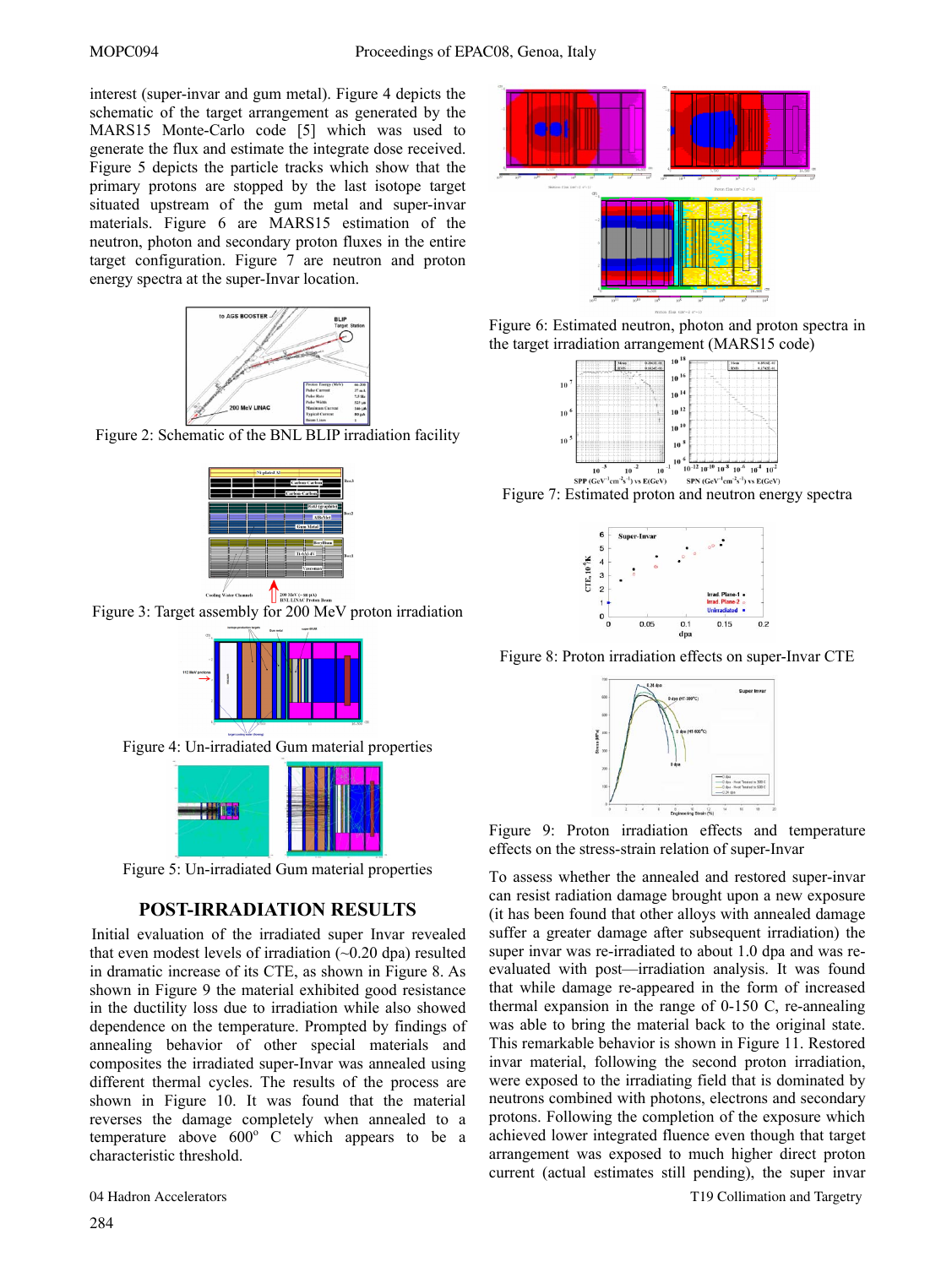interest (super-invar and gum metal). Figure 4 depicts the schematic of the target arrangement as generated by the MARS15 Monte-Carlo code [5] which was used to generate the flux and estimate the integrate dose received. Figure 5 depicts the particle tracks which show that the primary protons are stopped by the last isotope target situated upstream of the gum metal and super-invar materials. Figure 6 are MARS15 estimation of the neutron, photon and secondary proton fluxes in the entire target configuration. Figure 7 are neutron and proton energy spectra at the super-Invar location.

Figure 2: Schematic of the BNL BLIP irradiation facility

Figure 3: Target assembly for 200 MeV proton irradiation

Figure 4: Un-irradiated Gum material properties

Figure 5: Un-irradiated Gum material properties

## POST-IRRADIATION RESULTS

Initial evaluation of the irradiated super Invar revealed that even modest levels of irradiation (~0.20 dpa) resulted in dramatic increase of its CTE, as shown in Figure 8. As shown in Figure 9 the material exhibited good resistance in the ductility loss due to irradiation while also showed dependence on the temperature. Prompted by findings of annealing behavior of other special materials and composites the irradiated super-Invar was annealed using different thermal cycles. The results of the process are shown in Figure 10. It was found that the material reverses the damage completely when annealed to a temperature above 600$^{o}$ C which appears to be a characteristic threshold.

Figure 6: Estimated neutron, photon and proton spectra in the target irradiation arrangement (MARS15 code)

Figure 7: Estimated proton and neutron energy spectra

Figure 8: Proton irradiation effects on super-Invar CTE

Figure 9: Proton irradiation effects and temperature effects on the stress-strain relation of super-Invar

To assess whether the annealed and restored super-invar can resist radiation damage brought upon a new exposure (it has been found that other alloys with annealed damage suffer a greater damage after subsequent irradiation) the super invar was re-irradiated to about 1.0 dpa and was re-evaluated with post—irradiation analysis. It was found that while damage re-appeared in the form of increased thermal expansion in the range of 0-150 C, re-annealing was able to bring the material back to the original state. This remarkable behavior is shown in Figure 11. Restored invar material, following the second proton irradiation, were exposed to the irradiating field that is dominated by neutrons combined with photons, electrons and secondary protons. Following the completion of the exposure which achieved lower integrated fluence even though that target arrangement was exposed to much higher direct proton current (actual estimates still pending), the super invar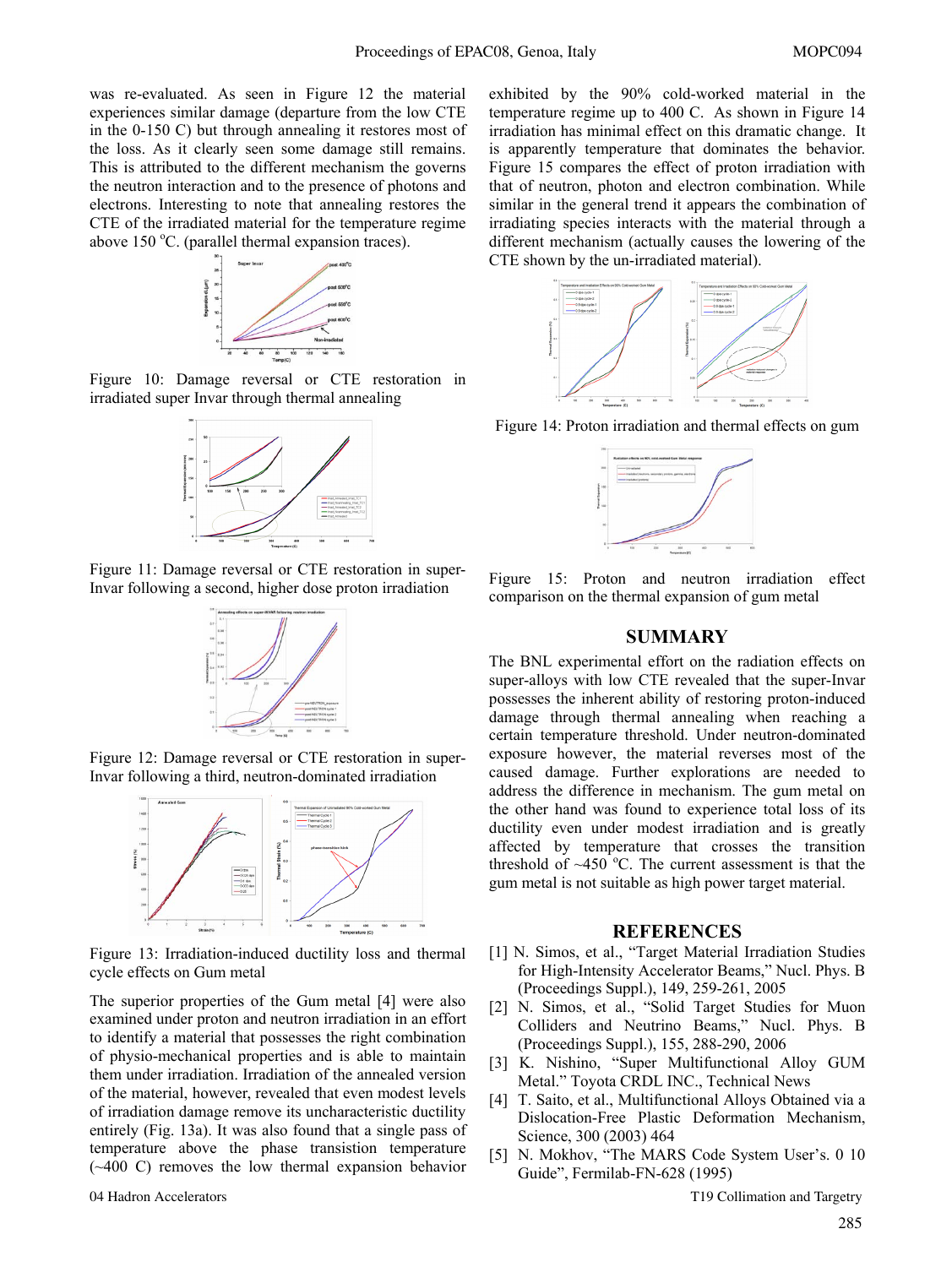was re-evaluated. As seen in Figure 12 the material experiences similar damage (departure from the low CTE in the 0-150 C) but through annealing it restores most of the loss. As it clearly seen some damage still remains. This is attributed to the different mechanism the governs the neutron interaction and to the presence of photons and electrons. Interesting to note that annealing restores the CTE of the irradiated material for the temperature regime above 150 $^{o}$C. (parallel thermal expansion traces).

Figure 10: Damage reversal or CTE restoration in irradiated super Invar through thermal annealing

Figure 11: Damage reversal or CTE restoration in super-Invar following a second, higher dose proton irradiation

Figure 12: Damage reversal or CTE restoration in super-Invar following a third, neutron-dominated irradiation

Figure 13: Irradiation-induced ductility loss and thermal cycle effects on Gum metal

The superior properties of the Gum metal [4] were also examined under proton and neutron irradiation in an effort to identify a material that possesses the right combination of physio-mechanical properties and is able to maintain them under irradiation. Irradiation of the annealed version of the material, however, revealed that even modest levels of irradiation damage remove its uncharacteristic ductility entirely (Fig. 13a). It was also found that a single pass of temperature above the phase transition temperature (~400 C) removes the low thermal expansion behavior exhibited by the 90% cold-worked material in the temperature regime up to 400 C. As shown in Figure 14 irradiation has minimal effect on this dramatic change. It is apparently temperature that dominates the behavior. Figure 15 compares the effect of proton irradiation with that of neutron, photon and electron combination. While similar in the general trend it appears the combination of irradiating species interacts with the material through a different mechanism (actually causes the lowering of the CTE shown by the un-irradiated material).

Figure 14: Proton irradiation and thermal effects on gum

Figure 15: Proton and neutron irradiation effect comparison on the thermal expansion of gum metal

## SUMMARY

The BNL experimental effort on the radiation effects on super-alloys with low CTE revealed that the super-Invar possesses the inherent ability of restoring proton-induced damage through thermal annealing when reaching a certain temperature threshold. Under neutron-dominated exposure however, the material reverses most of the caused damage. Further explorations are needed to address the difference in mechanism. The gum metal on the other hand was found to experience total loss of its ductility even under modest irradiation and is greatly affected by temperature that crosses the transition threshold of ~450 $^{o}$C. The current assessment is that the gum metal is not suitable as high power target material.

## REFERENCES

[1] N. Simos, et al., "Target Material Irradiation Studies for High-Intensity Accelerator Beams," Nucl. Phys. B (Proceedings Suppl.), 149, 259-261, 2005

[2] N. Simos, et al., "Solid Target Studies for Muon Colliders and Neutrino Beams," Nucl. Phys. B (Proceedings Suppl.), 155, 288-290, 2006

[3] K. Nishino, "Super Multifunctional Alloy GUM Metal." Toyota CRDL INC., Technical News

[4] T. Saito, et al., Multifunctional Alloys Obtained via a Dislocation-Free Plastic Deformation Mechanism, Science, 300 (2003) 464

[5] N. Mokhov, "The MARS Code System User's. 0 10 Guide", Fermilab-FN-628 (1995)